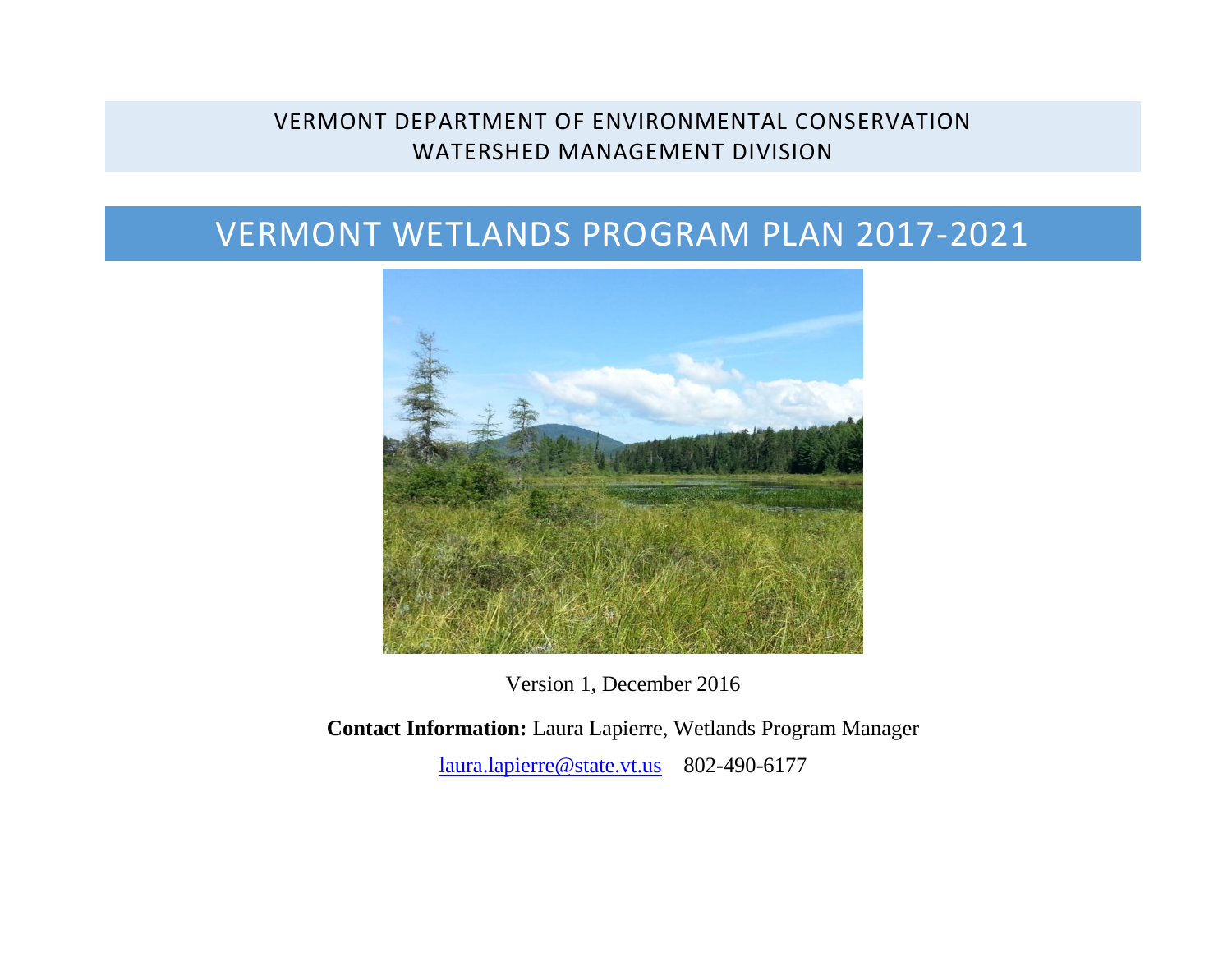VERMONT DEPARTMENT OF ENVIRONMENTAL CONSERVATION
WATERSHED MANAGEMENT DIVISION

# VERMONT WETLANDS PROGRAM PLAN 2017-2021

Version 1, December 2016

**Contact Information:** Laura Lapierre, Wetlands Program Manager

laura.lapierre@state.vt.us 802-490-6177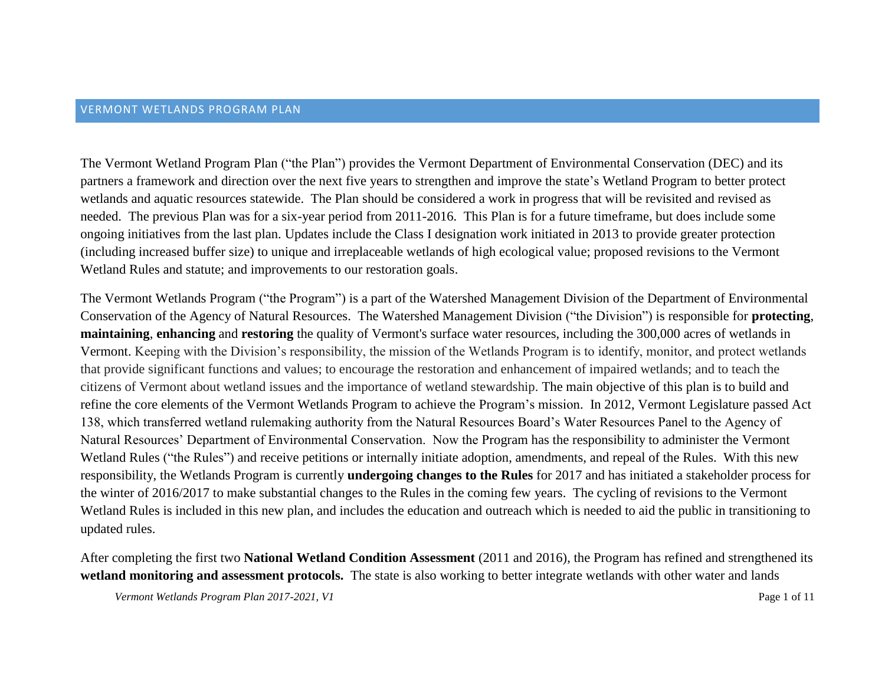# VERMONT WETLANDS PROGRAM PLAN

The Vermont Wetland Program Plan ("the Plan") provides the Vermont Department of Environmental Conservation (DEC) and its partners a framework and direction over the next five years to strengthen and improve the state's Wetland Program to better protect wetlands and aquatic resources statewide. The Plan should be considered a work in progress that will be revisited and revised as needed. The previous Plan was for a six-year period from 2011-2016. This Plan is for a future timeframe, but does include some ongoing initiatives from the last plan. Updates include the Class I designation work initiated in 2013 to provide greater protection (including increased buffer size) to unique and irreplaceable wetlands of high ecological value; proposed revisions to the Vermont Wetland Rules and statute; and improvements to our restoration goals.

The Vermont Wetlands Program ("the Program") is a part of the Watershed Management Division of the Department of Environmental Conservation of the Agency of Natural Resources. The Watershed Management Division ("the Division") is responsible for **protecting**, **maintaining**, **enhancing** and **restoring** the quality of Vermont's surface water resources, including the 300,000 acres of wetlands in Vermont. Keeping with the Division's responsibility, the mission of the Wetlands Program is to identify, monitor, and protect wetlands that provide significant functions and values; to encourage the restoration and enhancement of impaired wetlands; and to teach the citizens of Vermont about wetland issues and the importance of wetland stewardship. The main objective of this plan is to build and refine the core elements of the Vermont Wetlands Program to achieve the Program's mission. In 2012, Vermont Legislature passed Act 138, which transferred wetland rulemaking authority from the Natural Resources Board's Water Resources Panel to the Agency of Natural Resources' Department of Environmental Conservation. Now the Program has the responsibility to administer the Vermont Wetland Rules ("the Rules") and receive petitions or internally initiate adoption, amendments, and repeal of the Rules. With this new responsibility, the Wetlands Program is currently **undergoing changes to the Rules** for 2017 and has initiated a stakeholder process for the winter of 2016/2017 to make substantial changes to the Rules in the coming few years. The cycling of revisions to the Vermont Wetland Rules is included in this new plan, and includes the education and outreach which is needed to aid the public in transitioning to updated rules.

After completing the first two **National Wetland Condition Assessment** (2011 and 2016), the Program has refined and strengthened its **wetland monitoring and assessment protocols.** The state is also working to better integrate wetlands with other water and lands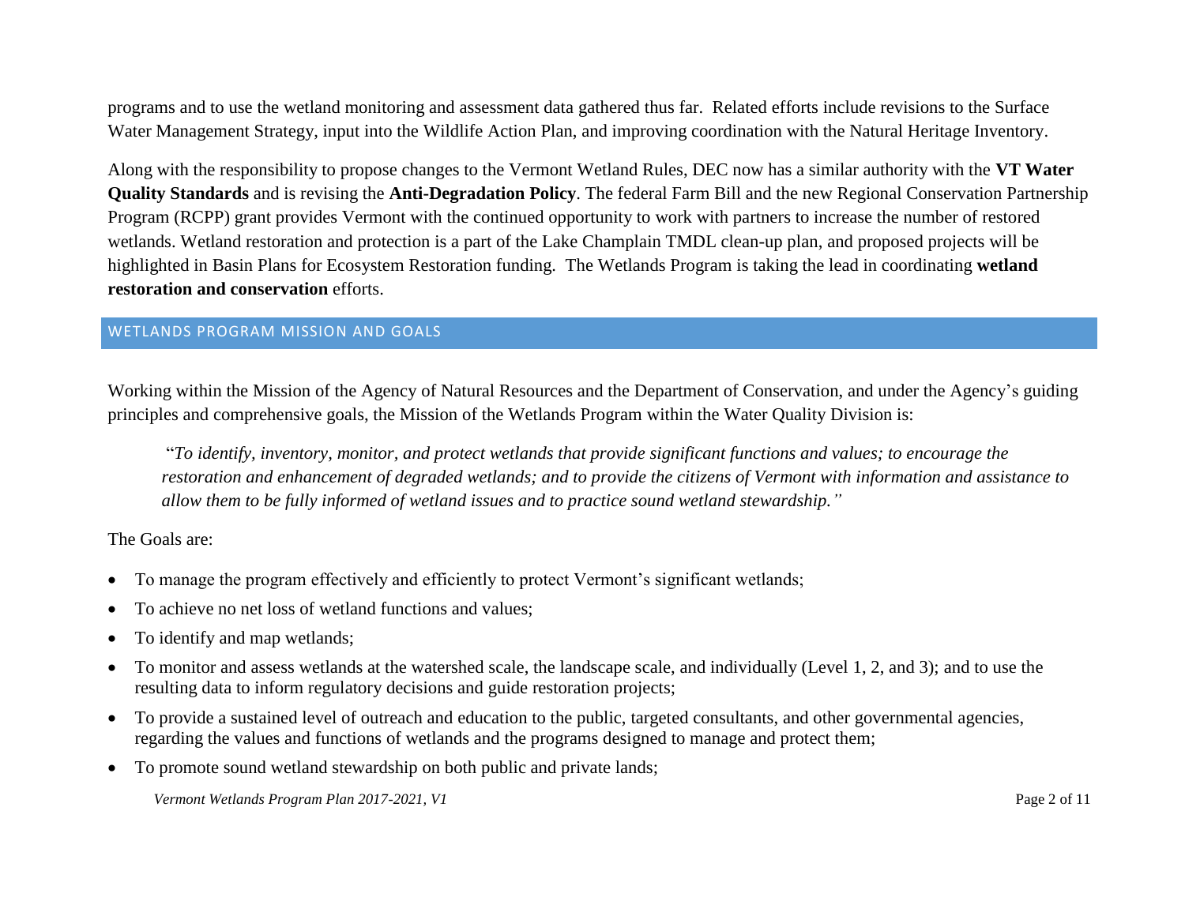programs and to use the wetland monitoring and assessment data gathered thus far. Related efforts include revisions to the Surface Water Management Strategy, input into the Wildlife Action Plan, and improving coordination with the Natural Heritage Inventory.

Along with the responsibility to propose changes to the Vermont Wetland Rules, DEC now has a similar authority with the **VT Water Quality Standards** and is revising the **Anti-Degradation Policy**. The federal Farm Bill and the new Regional Conservation Partnership Program (RCPP) grant provides Vermont with the continued opportunity to work with partners to increase the number of restored wetlands. Wetland restoration and protection is a part of the Lake Champlain TMDL clean-up plan, and proposed projects will be highlighted in Basin Plans for Ecosystem Restoration funding. The Wetlands Program is taking the lead in coordinating **wetland restoration and conservation** efforts.

## WETLANDS PROGRAM MISSION AND GOALS

Working within the Mission of the Agency of Natural Resources and the Department of Conservation, and under the Agency's guiding principles and comprehensive goals, the Mission of the Wetlands Program within the Water Quality Division is:

> "*To identify, inventory, monitor, and protect wetlands that provide significant functions and values; to encourage the restoration and enhancement of degraded wetlands; and to provide the citizens of Vermont with information and assistance to allow them to be fully informed of wetland issues and to practice sound wetland stewardship."*

The Goals are:

- To manage the program effectively and efficiently to protect Vermont's significant wetlands;
- To achieve no net loss of wetland functions and values;
- To identify and map wetlands;
- To monitor and assess wetlands at the watershed scale, the landscape scale, and individually (Level 1, 2, and 3); and to use the resulting data to inform regulatory decisions and guide restoration projects;
- To provide a sustained level of outreach and education to the public, targeted consultants, and other governmental agencies, regarding the values and functions of wetlands and the programs designed to manage and protect them;
- To promote sound wetland stewardship on both public and private lands;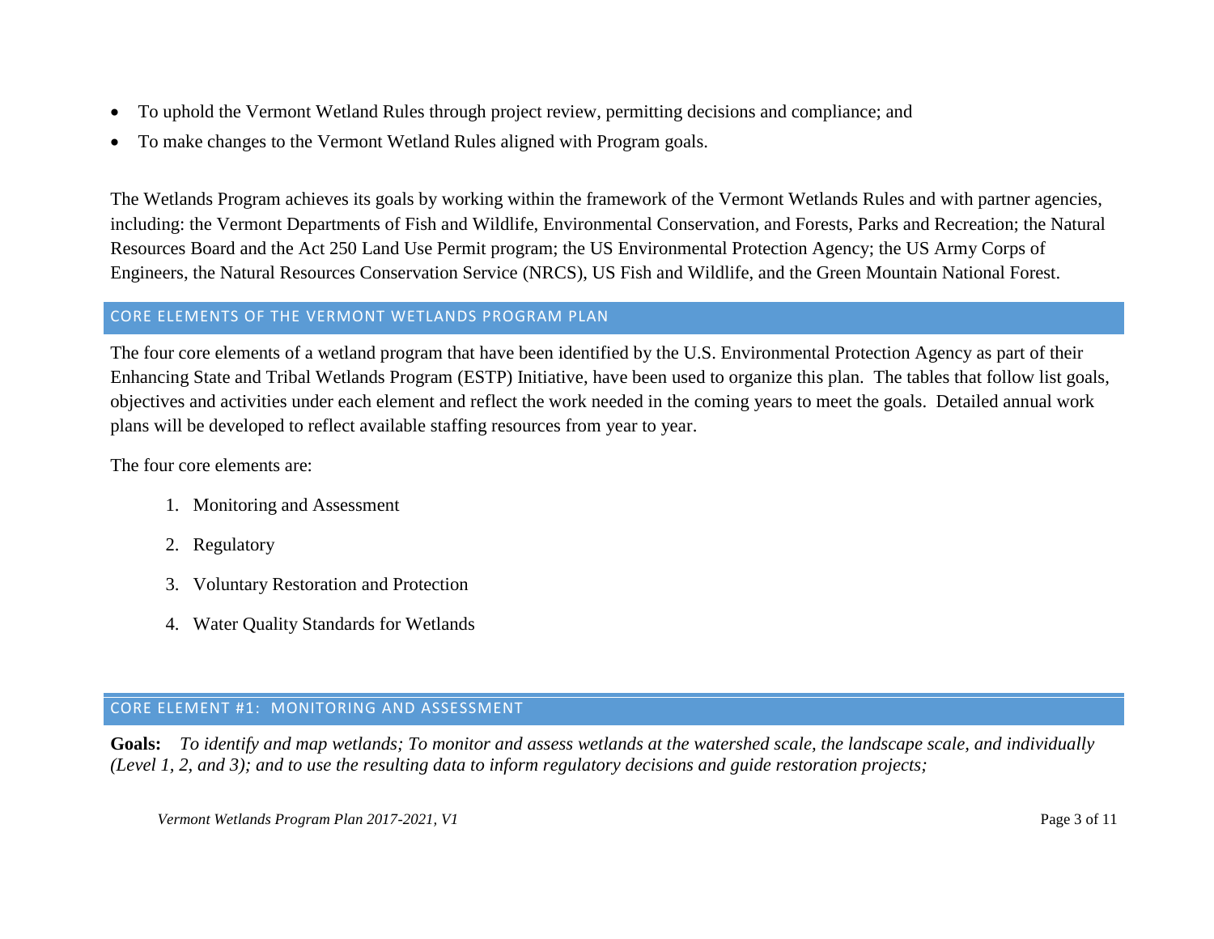- To uphold the Vermont Wetland Rules through project review, permitting decisions and compliance; and
- To make changes to the Vermont Wetland Rules aligned with Program goals.

The Wetlands Program achieves its goals by working within the framework of the Vermont Wetlands Rules and with partner agencies, including: the Vermont Departments of Fish and Wildlife, Environmental Conservation, and Forests, Parks and Recreation; the Natural Resources Board and the Act 250 Land Use Permit program; the US Environmental Protection Agency; the US Army Corps of Engineers, the Natural Resources Conservation Service (NRCS), US Fish and Wildlife, and the Green Mountain National Forest.

## CORE ELEMENTS OF THE VERMONT WETLANDS PROGRAM PLAN

The four core elements of a wetland program that have been identified by the U.S. Environmental Protection Agency as part of their Enhancing State and Tribal Wetlands Program (ESTP) Initiative, have been used to organize this plan. The tables that follow list goals, objectives and activities under each element and reflect the work needed in the coming years to meet the goals. Detailed annual work plans will be developed to reflect available staffing resources from year to year.

The four core elements are:

1. Monitoring and Assessment
2. Regulatory
3. Voluntary Restoration and Protection
4. Water Quality Standards for Wetlands

## CORE ELEMENT #1: MONITORING AND ASSESSMENT

**Goals:** *To identify and map wetlands; To monitor and assess wetlands at the watershed scale, the landscape scale, and individually (Level 1, 2, and 3); and to use the resulting data to inform regulatory decisions and guide restoration projects;*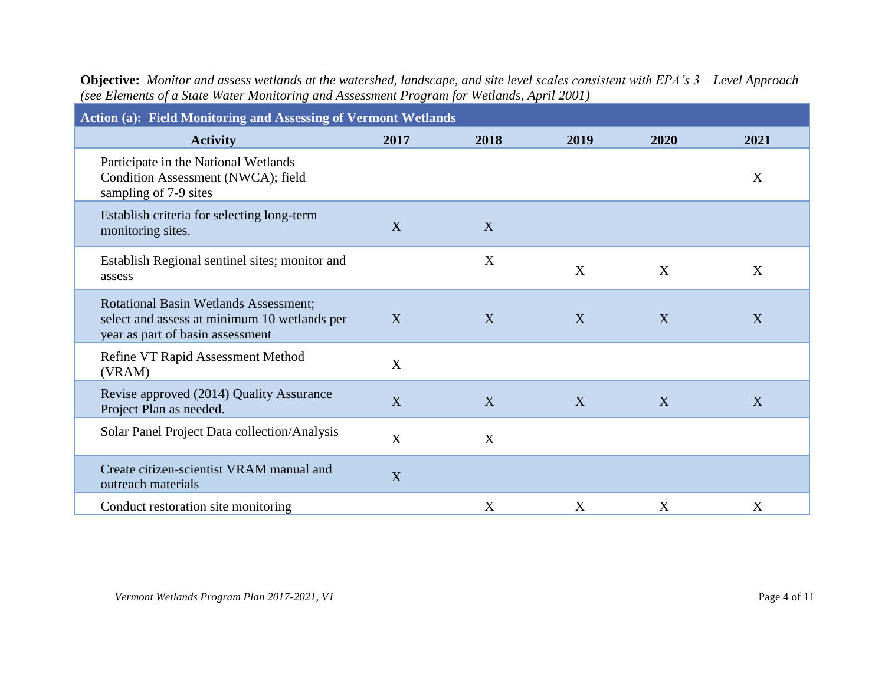**Objective:** *Monitor and assess wetlands at the watershed, landscape, and site level scales consistent with EPA's 3 – Level Approach (see Elements of a State Water Monitoring and Assessment Program for Wetlands, April 2001)*

| **Action (a): Field Monitoring and Assessing of Vermont Wetlands** | | | | | |
|---|---|---|---|---|---|
| **Activity** | **2017** | **2018** | **2019** | **2020** | **2021** |
| Participate in the National Wetlands Condition Assessment (NWCA); field sampling of 7-9 sites | | | | | X |
| Establish criteria for selecting long-term monitoring sites. | X | X | | | |
| Establish Regional sentinel sites; monitor and assess | | X | X | X | X |
| Rotational Basin Wetlands Assessment; select and assess at minimum 10 wetlands per year as part of basin assessment | X | X | X | X | X |
| Refine VT Rapid Assessment Method (VRAM) | X | | | | |
| Revise approved (2014) Quality Assurance Project Plan as needed. | X | X | X | X | X |
| Solar Panel Project Data collection/Analysis | X | X | | | |
| Create citizen-scientist VRAM manual and outreach materials | X | | | | |
| Conduct restoration site monitoring | | X | X | X | X |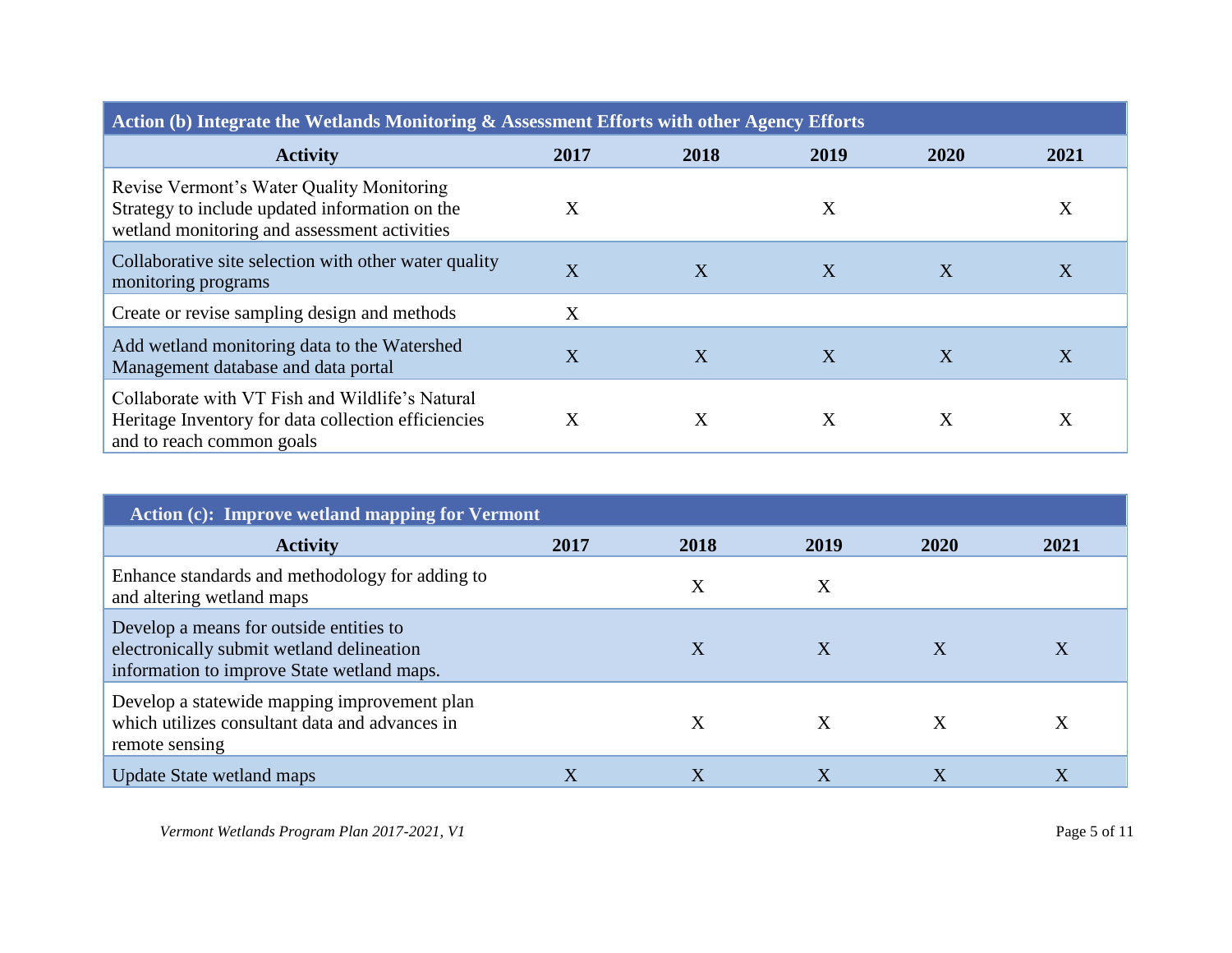| Action (b) Integrate the Wetlands Monitoring & Assessment Efforts with other Agency Efforts | | | | | |
|---|---|---|---|---|---|
| **Activity** | **2017** | **2018** | **2019** | **2020** | **2021** |
| Revise Vermont's Water Quality Monitoring Strategy to include updated information on the wetland monitoring and assessment activities | X | | X | | X |
| Collaborative site selection with other water quality monitoring programs | X | X | X | X | X |
| Create or revise sampling design and methods | X | | | | |
| Add wetland monitoring data to the Watershed Management database and data portal | X | X | X | X | X |
| Collaborate with VT Fish and Wildlife's Natural Heritage Inventory for data collection efficiencies and to reach common goals | X | X | X | X | X |

| Action (c): Improve wetland mapping for Vermont | | | | | |
|---|---|---|---|---|---|
| **Activity** | **2017** | **2018** | **2019** | **2020** | **2021** |
| Enhance standards and methodology for adding to and altering wetland maps | | X | X | | |
| Develop a means for outside entities to electronically submit wetland delineation information to improve State wetland maps. | | X | X | X | X |
| Develop a statewide mapping improvement plan which utilizes consultant data and advances in remote sensing | | X | X | X | X |
| Update State wetland maps | X | X | X | X | X |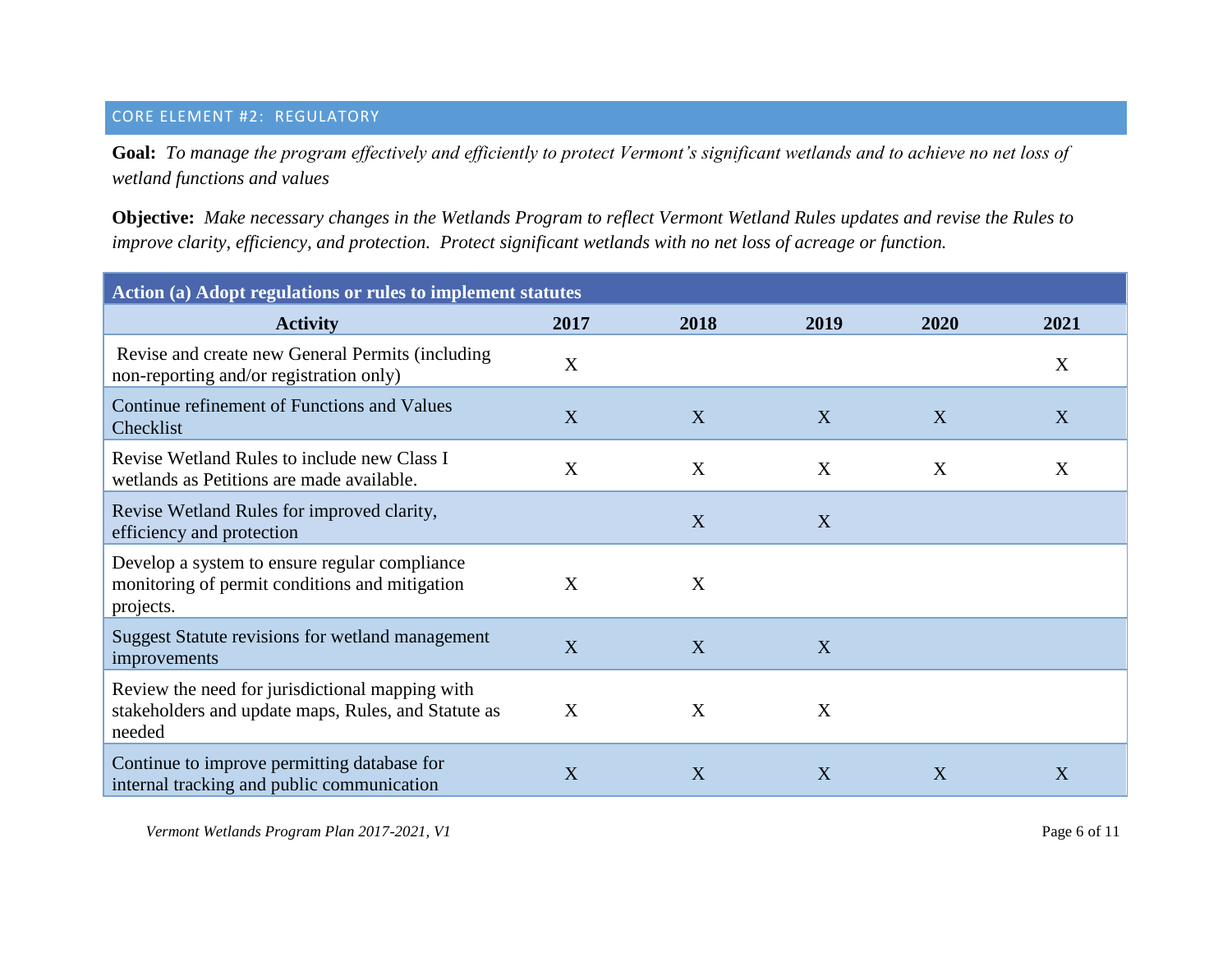## CORE ELEMENT #2: REGULATORY

**Goal:** *To manage the program effectively and efficiently to protect Vermont's significant wetlands and to achieve no net loss of wetland functions and values*

**Objective:** *Make necessary changes in the Wetlands Program to reflect Vermont Wetland Rules updates and revise the Rules to improve clarity, efficiency, and protection. Protect significant wetlands with no net loss of acreage or function.*

| Action (a) Adopt regulations or rules to implement statutes | | | | | |
|---|---|---|---|---|---|
| **Activity** | **2017** | **2018** | **2019** | **2020** | **2021** |
| Revise and create new General Permits (including non-reporting and/or registration only) | X | | | | X |
| Continue refinement of Functions and Values Checklist | X | X | X | X | X |
| Revise Wetland Rules to include new Class I wetlands as Petitions are made available. | X | X | X | X | X |
| Revise Wetland Rules for improved clarity, efficiency and protection | | X | X | | |
| Develop a system to ensure regular compliance monitoring of permit conditions and mitigation projects. | X | X | | | |
| Suggest Statute revisions for wetland management improvements | X | X | X | | |
| Review the need for jurisdictional mapping with stakeholders and update maps, Rules, and Statute as needed | X | X | X | | |
| Continue to improve permitting database for internal tracking and public communication | X | X | X | X | X |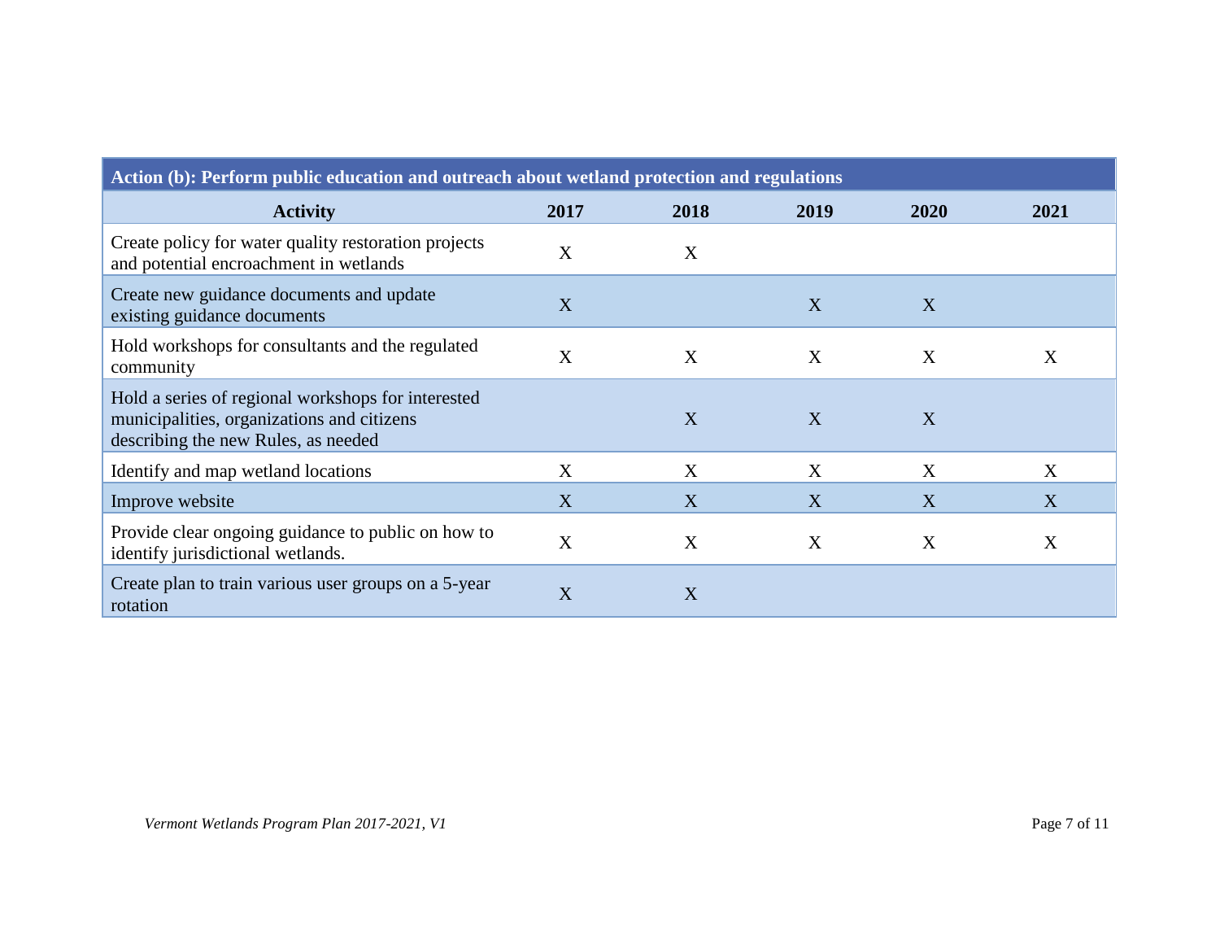| Action (b): Perform public education and outreach about wetland protection and regulations | | | | | |
|---|---|---|---|---|---|
| **Activity** | **2017** | **2018** | **2019** | **2020** | **2021** |
| Create policy for water quality restoration projects and potential encroachment in wetlands | X | X | | | |
| Create new guidance documents and update existing guidance documents | X | | X | X | |
| Hold workshops for consultants and the regulated community | X | X | X | X | X |
| Hold a series of regional workshops for interested municipalities, organizations and citizens describing the new Rules, as needed | | X | X | X | |
| Identify and map wetland locations | X | X | X | X | X |
| Improve website | X | X | X | X | X |
| Provide clear ongoing guidance to public on how to identify jurisdictional wetlands. | X | X | X | X | X |
| Create plan to train various user groups on a 5-year rotation | X | X | | | |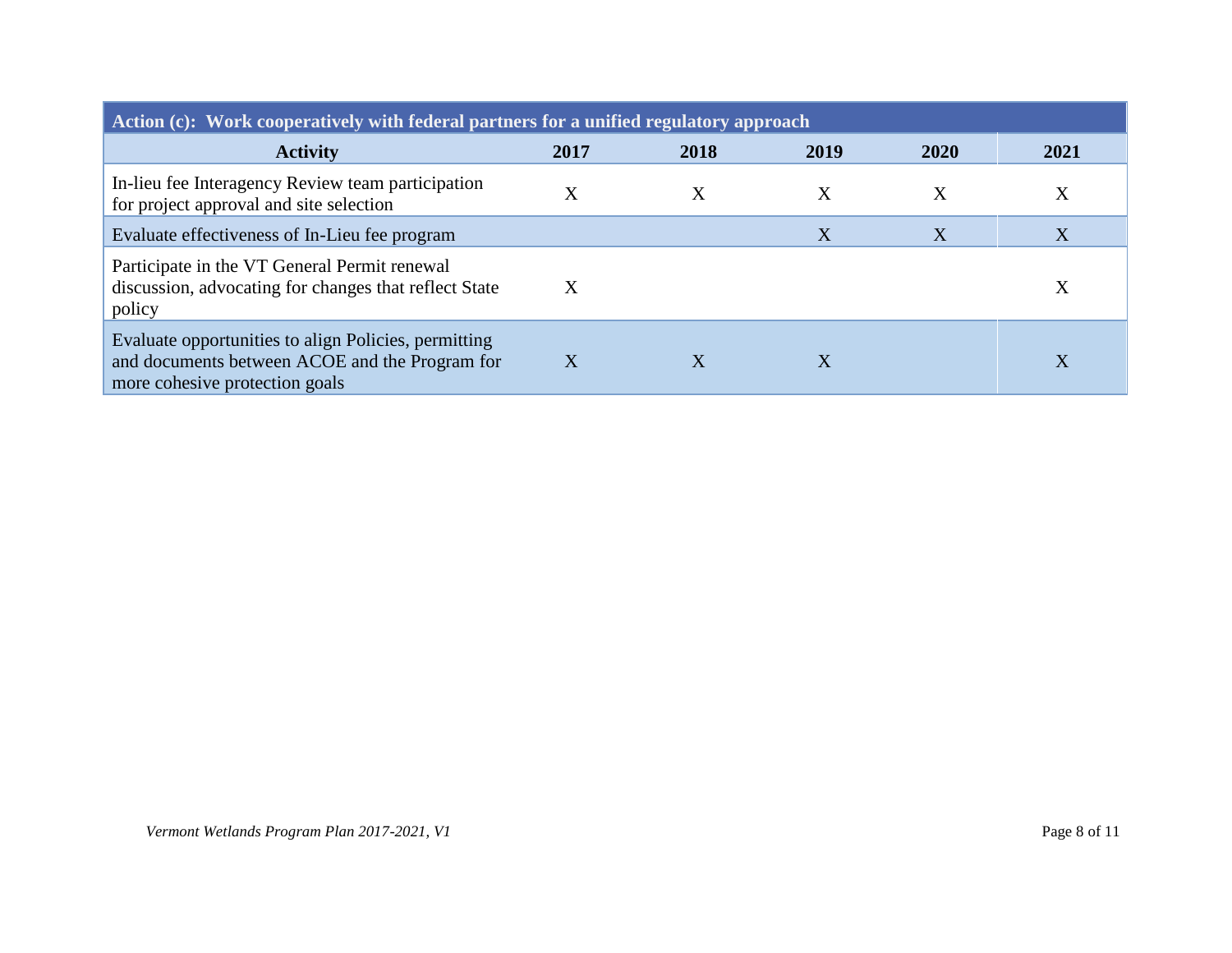| Action (c): Work cooperatively with federal partners for a unified regulatory approach | | | | | |
|---|---|---|---|---|---|
| **Activity** | **2017** | **2018** | **2019** | **2020** | **2021** |
| In-lieu fee Interagency Review team participation for project approval and site selection | X | X | X | X | X |
| Evaluate effectiveness of In-Lieu fee program | | | X | X | X |
| Participate in the VT General Permit renewal discussion, advocating for changes that reflect State policy | X | | | | X |
| Evaluate opportunities to align Policies, permitting and documents between ACOE and the Program for more cohesive protection goals | X | X | X | | X |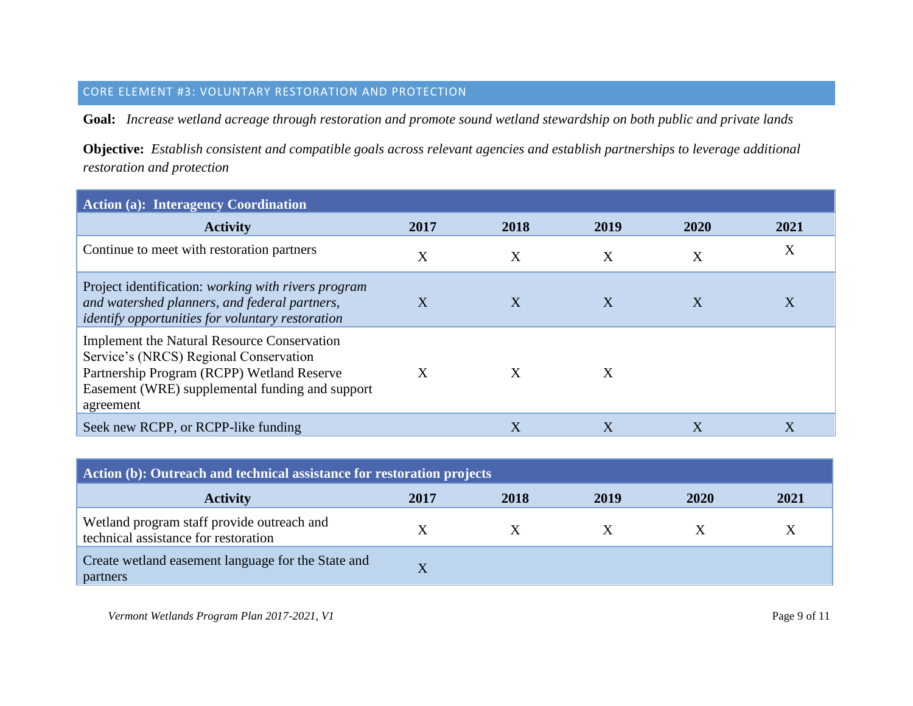## CORE ELEMENT #3: VOLUNTARY RESTORATION AND PROTECTION

**Goal:** *Increase wetland acreage through restoration and promote sound wetland stewardship on both public and private lands*

**Objective:** *Establish consistent and compatible goals across relevant agencies and establish partnerships to leverage additional restoration and protection*

| **Action (a): Interagency Coordination** | | | | | |
|---|---|---|---|---|---|
| **Activity** | **2017** | **2018** | **2019** | **2020** | **2021** |
| Continue to meet with restoration partners | X | X | X | X | X |
| Project identification: *working with rivers program and watershed planners, and federal partners, identify opportunities for voluntary restoration* | X | X | X | X | X |
| Implement the Natural Resource Conservation Service's (NRCS) Regional Conservation Partnership Program (RCPP) Wetland Reserve Easement (WRE) supplemental funding and support agreement | X | X | X | | |
| Seek new RCPP, or RCPP-like funding | | X | X | X | X |

| **Action (b): Outreach and technical assistance for restoration projects** | | | | | |
|---|---|---|---|---|---|
| **Activity** | **2017** | **2018** | **2019** | **2020** | **2021** |
| Wetland program staff provide outreach and technical assistance for restoration | X | X | X | X | X |
| Create wetland easement language for the State and partners | X | | | | |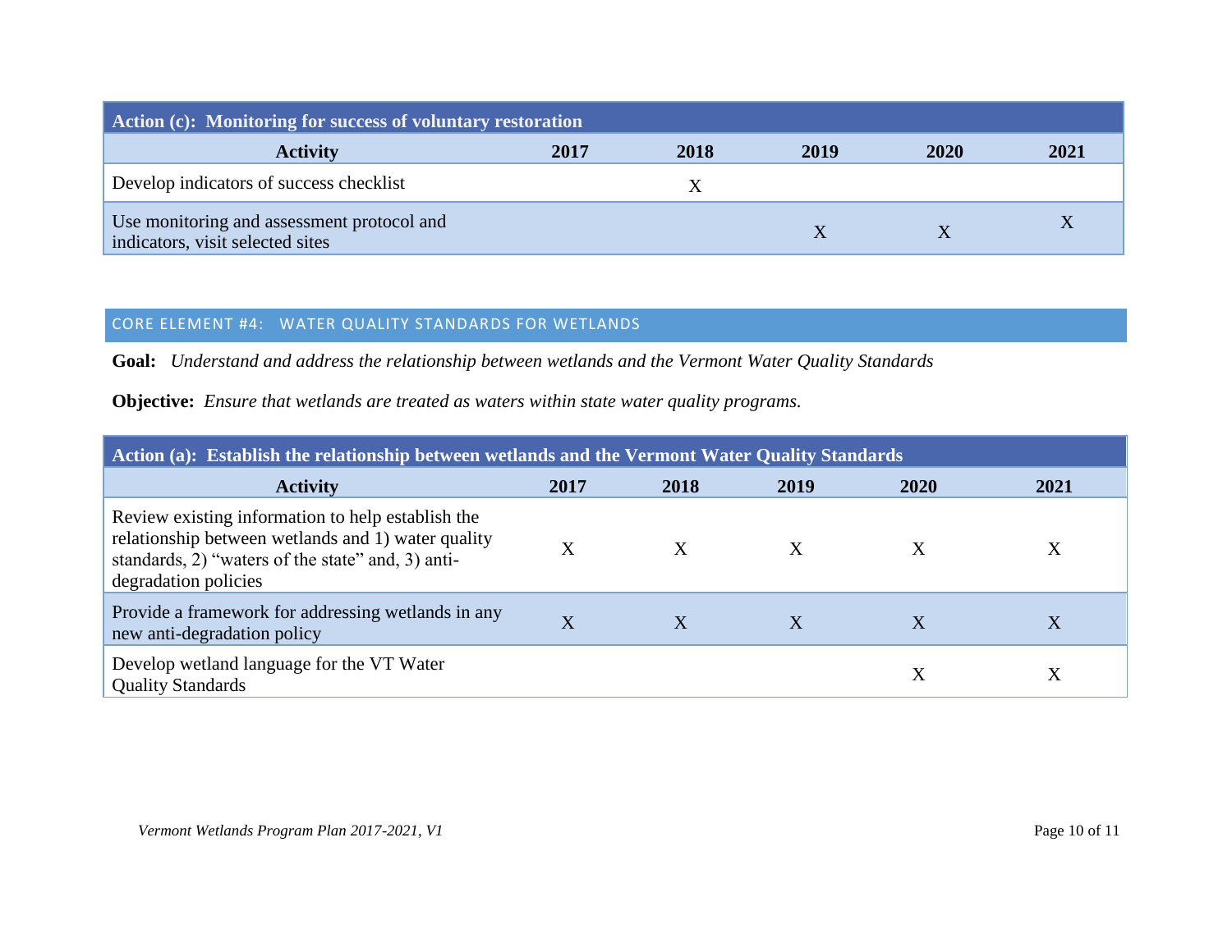| Action (c): Monitoring for success of voluntary restoration | | | | | |
|---|---|---|---|---|---|
| **Activity** | **2017** | **2018** | **2019** | **2020** | **2021** |
| Develop indicators of success checklist | | X | | | |
| Use monitoring and assessment protocol and indicators, visit selected sites | | | X | X | X |

## CORE ELEMENT #4: WATER QUALITY STANDARDS FOR WETLANDS

**Goal:** *Understand and address the relationship between wetlands and the Vermont Water Quality Standards*

**Objective:** *Ensure that wetlands are treated as waters within state water quality programs.*

| Action (a): Establish the relationship between wetlands and the Vermont Water Quality Standards | | | | | |
|---|---|---|---|---|---|
| **Activity** | **2017** | **2018** | **2019** | **2020** | **2021** |
| Review existing information to help establish the relationship between wetlands and 1) water quality standards, 2) "waters of the state" and, 3) anti-degradation policies | X | X | X | X | X |
| Provide a framework for addressing wetlands in any new anti-degradation policy | X | X | X | X | X |
| Develop wetland language for the VT Water Quality Standards | | | | X | X |